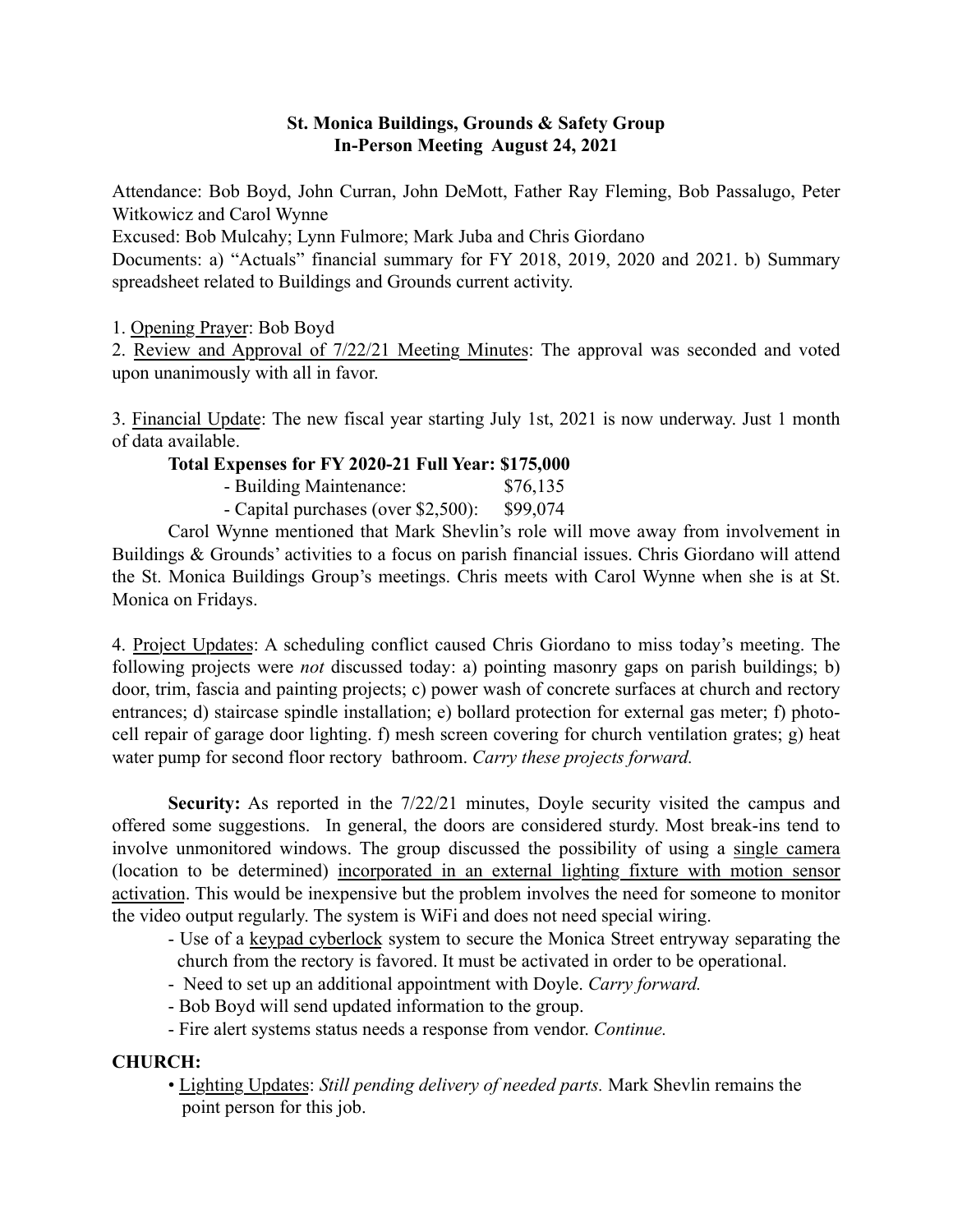**St. Monica Buildings, Grounds & Safety Group**
**In-Person Meeting August 24, 2021**

Attendance: Bob Boyd, John Curran, John DeMott, Father Ray Fleming, Bob Passalugo, Peter Witkowicz and Carol Wynne

Excused: Bob Mulcahy; Lynn Fulmore; Mark Juba and Chris Giordano

Documents: a) "Actuals" financial summary for FY 2018, 2019, 2020 and 2021. b) Summary spreadsheet related to Buildings and Grounds current activity.

1. <u>Opening Prayer</u>: Bob Boyd
2. <u>Review and Approval of 7/22/21 Meeting Minutes</u>: The approval was seconded and voted upon unanimously with all in favor.

3. <u>Financial Update</u>: The new fiscal year starting July 1st, 2021 is now underway. Just 1 month of data available.

**Total Expenses for FY 2020-21 Full Year: $175,000**

- Building Maintenance: $76,135
- Capital purchases (over $2,500): $99,074

Carol Wynne mentioned that Mark Shevlin's role will move away from involvement in Buildings & Grounds' activities to a focus on parish financial issues. Chris Giordano will attend the St. Monica Buildings Group's meetings. Chris meets with Carol Wynne when she is at St. Monica on Fridays.

4. <u>Project Updates</u>: A scheduling conflict caused Chris Giordano to miss today's meeting. The following projects were *not* discussed today: a) pointing masonry gaps on parish buildings; b) door, trim, fascia and painting projects; c) power wash of concrete surfaces at church and rectory entrances; d) staircase spindle installation; e) bollard protection for external gas meter; f) photo-cell repair of garage door lighting. f) mesh screen covering for church ventilation grates; g) heat water pump for second floor rectory bathroom. *Carry these projects forward.*

**Security:** As reported in the 7/22/21 minutes, Doyle security visited the campus and offered some suggestions. In general, the doors are considered sturdy. Most break-ins tend to involve unmonitored windows. The group discussed the possibility of using a <u>single camera</u> (location to be determined) <u>incorporated in an external lighting fixture with motion sensor activation</u>. This would be inexpensive but the problem involves the need for someone to monitor the video output regularly. The system is WiFi and does not need special wiring.

- Use of a <u>keypad cyberlock</u> system to secure the Monica Street entryway separating the church from the rectory is favored. It must be activated in order to be operational.
- Need to set up an additional appointment with Doyle. *Carry forward.*
- Bob Boyd will send updated information to the group.
- Fire alert systems status needs a response from vendor. *Continue.*

**CHURCH:**

- <u>Lighting Updates</u>: *Still pending delivery of needed parts.* Mark Shevlin remains the point person for this job.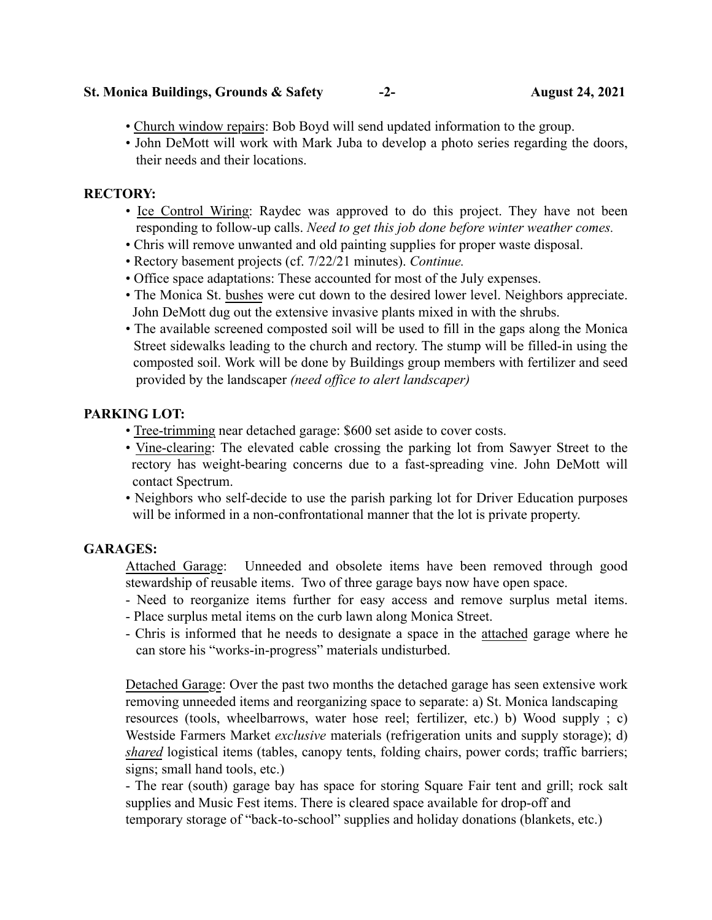- <u>Church window repairs</u>: Bob Boyd will send updated information to the group.
- John DeMott will work with Mark Juba to develop a photo series regarding the doors, their needs and their locations.

**RECTORY:**

- <u>Ice Control Wiring</u>: Raydec was approved to do this project. They have not been responding to follow-up calls. *Need to get this job done before winter weather comes.*
- Chris will remove unwanted and old painting supplies for proper waste disposal.
- Rectory basement projects (cf. 7/22/21 minutes). *Continue.*
- Office space adaptations: These accounted for most of the July expenses.
- The Monica St. <u>bushes</u> were cut down to the desired lower level. Neighbors appreciate. John DeMott dug out the extensive invasive plants mixed in with the shrubs.
- The available screened composted soil will be used to fill in the gaps along the Monica Street sidewalks leading to the church and rectory. The stump will be filled-in using the composted soil. Work will be done by Buildings group members with fertilizer and seed provided by the landscaper *(need office to alert landscaper)*

**PARKING LOT:**

- <u>Tree-trimming</u> near detached garage: $600 set aside to cover costs.
- <u>Vine-clearing</u>: The elevated cable crossing the parking lot from Sawyer Street to the rectory has weight-bearing concerns due to a fast-spreading vine. John DeMott will contact Spectrum.
- Neighbors who self-decide to use the parish parking lot for Driver Education purposes will be informed in a non-confrontational manner that the lot is private property.

**GARAGES:**

<u>Attached Garage</u>: Unneeded and obsolete items have been removed through good stewardship of reusable items. Two of three garage bays now have open space.

- Need to reorganize items further for easy access and remove surplus metal items.
- Place surplus metal items on the curb lawn along Monica Street.
- Chris is informed that he needs to designate a space in the <u>attached</u> garage where he can store his "works-in-progress" materials undisturbed.

<u>Detached Garage</u>: Over the past two months the detached garage has seen extensive work removing unneeded items and reorganizing space to separate: a) St. Monica landscaping resources (tools, wheelbarrows, water hose reel; fertilizer, etc.) b) Wood supply ; c) Westside Farmers Market *exclusive* materials (refrigeration units and supply storage); d) <u>*shared*</u> logistical items (tables, canopy tents, folding chairs, power cords; traffic barriers; signs; small hand tools, etc.)

- The rear (south) garage bay has space for storing Square Fair tent and grill; rock salt supplies and Music Fest items. There is cleared space available for drop-off and temporary storage of "back-to-school" supplies and holiday donations (blankets, etc.)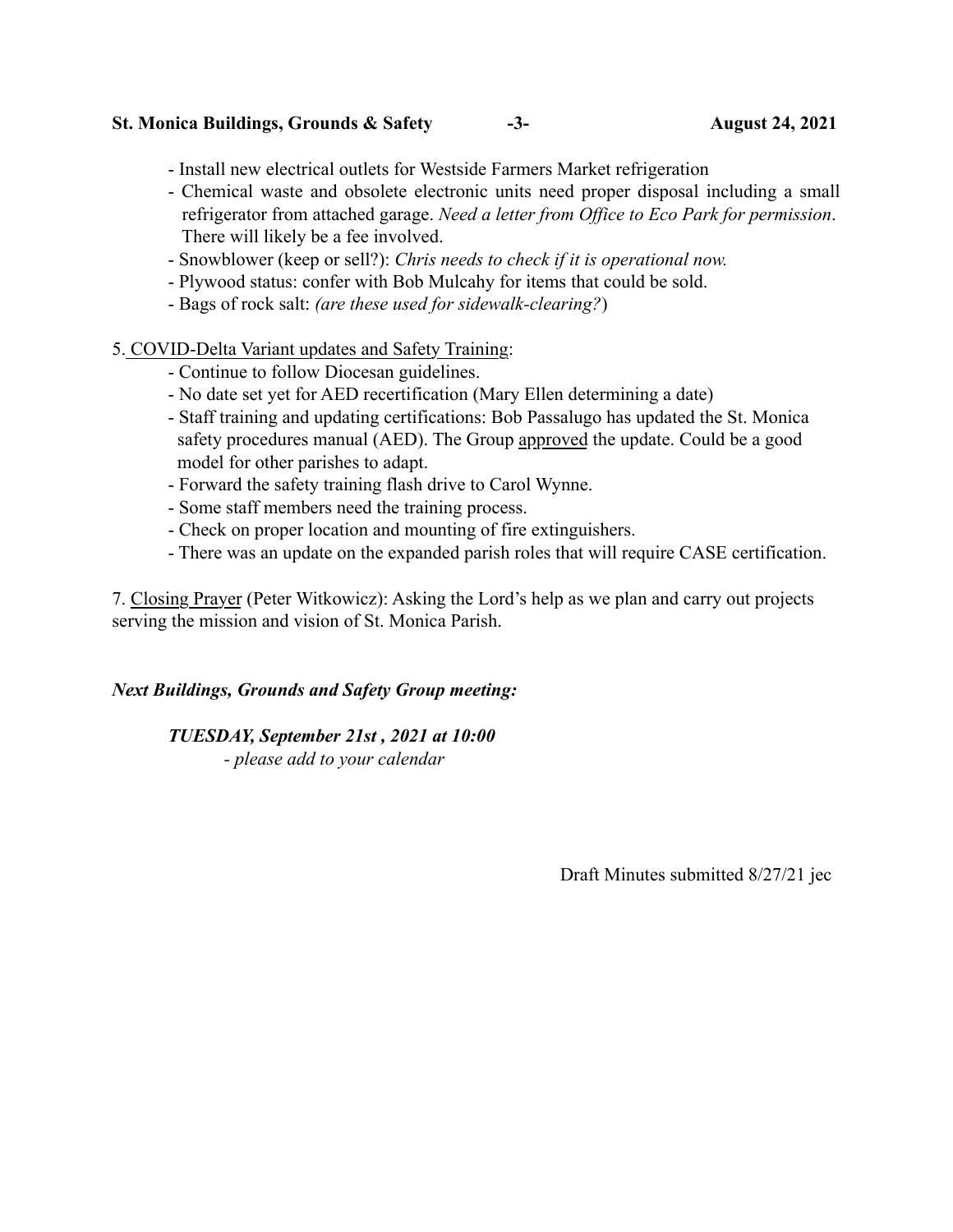- Install new electrical outlets for Westside Farmers Market refrigeration
- Chemical waste and obsolete electronic units need proper disposal including a small refrigerator from attached garage. *Need a letter from Office to Eco Park for permission*. There will likely be a fee involved.
- Snowblower (keep or sell?): *Chris needs to check if it is operational now.*
- Plywood status: confer with Bob Mulcahy for items that could be sold.
- Bags of rock salt: *(are these used for sidewalk-clearing?)*

5. COVID-Delta Variant updates and Safety Training:

- Continue to follow Diocesan guidelines.
- No date set yet for AED recertification (Mary Ellen determining a date)
- Staff training and updating certifications: Bob Passalugo has updated the St. Monica safety procedures manual (AED). The Group approved the update. Could be a good model for other parishes to adapt.
- Forward the safety training flash drive to Carol Wynne.
- Some staff members need the training process.
- Check on proper location and mounting of fire extinguishers.
- There was an update on the expanded parish roles that will require CASE certification.

7. Closing Prayer (Peter Witkowicz): Asking the Lord's help as we plan and carry out projects serving the mission and vision of St. Monica Parish.

***Next Buildings, Grounds and Safety Group meeting:***

***TUESDAY, September 21st , 2021 at 10:00***
*- please add to your calendar*

Draft Minutes submitted 8/27/21 jec